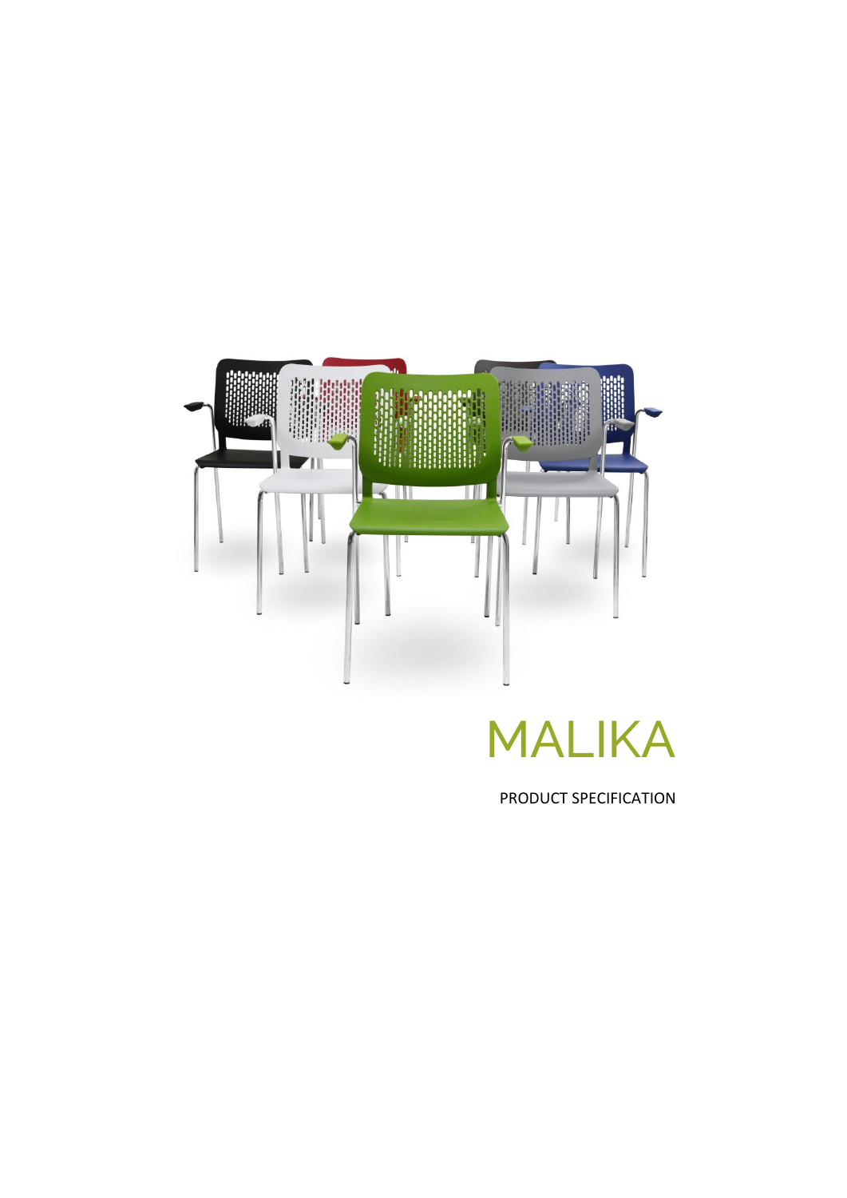# MALIKA

PRODUCT SPECIFICATION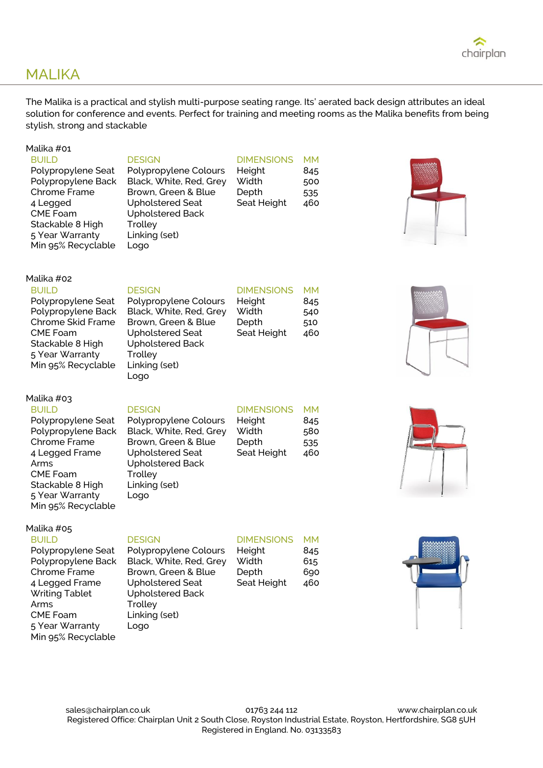# MALIKA

The Malika is a practical and stylish multi-purpose seating range. Its' aerated back design attributes an ideal solution for conference and events. Perfect for training and meeting rooms as the Malika benefits from being stylish, strong and stackable

## Malika #01

| BUILD | DESIGN | DIMENSIONS | MM |
|---|---|---|---|
| Polypropylene Seat | Polypropylene Colours | Height | 845 |
| Polypropylene Back | Black, White, Red, Grey | Width | 500 |
| Chrome Frame | Brown, Green & Blue | Depth | 535 |
| 4 Legged | Upholstered Seat | Seat Height | 460 |
| CME Foam | Upholstered Back | | |
| Stackable 8 High | Trolley | | |
| 5 Year Warranty | Linking (set) | | |
| Min 95% Recyclable | Logo | | |

## Malika #02

| BUILD | DESIGN | DIMENSIONS | MM |
|---|---|---|---|
| Polypropylene Seat | Polypropylene Colours | Height | 845 |
| Polypropylene Back | Black, White, Red, Grey | Width | 540 |
| Chrome Skid Frame | Brown, Green & Blue | Depth | 510 |
| CME Foam | Upholstered Seat | Seat Height | 460 |
| Stackable 8 High | Upholstered Back | | |
| 5 Year Warranty | Trolley | | |
| Min 95% Recyclable | Linking (set) | | |
| | Logo | | |

## Malika #03

| BUILD | DESIGN | DIMENSIONS | MM |
|---|---|---|---|
| Polypropylene Seat | Polypropylene Colours | Height | 845 |
| Polypropylene Back | Black, White, Red, Grey | Width | 580 |
| Chrome Frame | Brown, Green & Blue | Depth | 535 |
| 4 Legged Frame | Upholstered Seat | Seat Height | 460 |
| Arms | Upholstered Back | | |
| CME Foam | Trolley | | |
| Stackable 8 High | Linking (set) | | |
| 5 Year Warranty | Logo | | |
| Min 95% Recyclable | | | |

## Malika #05

| BUILD | DESIGN | DIMENSIONS | MM |
|---|---|---|---|
| Polypropylene Seat | Polypropylene Colours | Height | 845 |
| Polypropylene Back | Black, White, Red, Grey | Width | 615 |
| Chrome Frame | Brown, Green & Blue | Depth | 690 |
| 4 Legged Frame | Upholstered Seat | Seat Height | 460 |
| Writing Tablet | Upholstered Back | | |
| Arms | Trolley | | |
| CME Foam | Linking (set) | | |
| 5 Year Warranty | Logo | | |
| Min 95% Recyclable | | | |

sales@chairplan.co.uk 01763 244 112 www.chairplan.co.uk
Registered Office: Chairplan Unit 2 South Close, Royston Industrial Estate, Royston, Hertfordshire, SG8 5UH
Registered in England. No. 03133583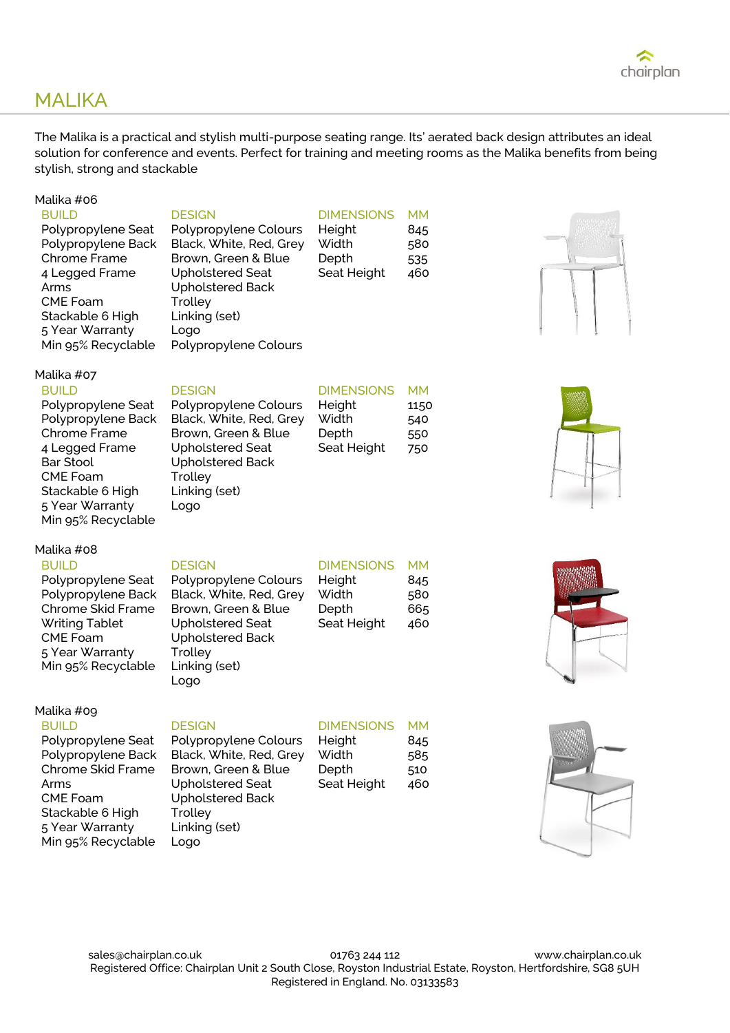# MALIKA

The Malika is a practical and stylish multi-purpose seating range. Its' aerated back design attributes an ideal solution for conference and events. Perfect for training and meeting rooms as the Malika benefits from being stylish, strong and stackable

## Malika #06

| BUILD | DESIGN | DIMENSIONS | MM |
|---|---|---|---|
| Polypropylene Seat | Polypropylene Colours | Height | 845 |
| Polypropylene Back | Black, White, Red, Grey | Width | 580 |
| Chrome Frame | Brown, Green & Blue | Depth | 535 |
| 4 Legged Frame | Upholstered Seat | Seat Height | 460 |
| Arms | Upholstered Back | | |
| CME Foam | Trolley | | |
| Stackable 6 High | Linking (set) | | |
| 5 Year Warranty | Logo | | |
| Min 95% Recyclable | Polypropylene Colours | | |

## Malika #07

| BUILD | DESIGN | DIMENSIONS | MM |
|---|---|---|---|
| Polypropylene Seat | Polypropylene Colours | Height | 1150 |
| Polypropylene Back | Black, White, Red, Grey | Width | 540 |
| Chrome Frame | Brown, Green & Blue | Depth | 550 |
| 4 Legged Frame | Upholstered Seat | Seat Height | 750 |
| Bar Stool | Upholstered Back | | |
| CME Foam | Trolley | | |
| Stackable 6 High | Linking (set) | | |
| 5 Year Warranty | Logo | | |
| Min 95% Recyclable | | | |

## Malika #08

| BUILD | DESIGN | DIMENSIONS | MM |
|---|---|---|---|
| Polypropylene Seat | Polypropylene Colours | Height | 845 |
| Polypropylene Back | Black, White, Red, Grey | Width | 580 |
| Chrome Skid Frame | Brown, Green & Blue | Depth | 665 |
| Writing Tablet | Upholstered Seat | Seat Height | 460 |
| CME Foam | Upholstered Back | | |
| 5 Year Warranty | Trolley | | |
| Min 95% Recyclable | Linking (set) | | |
| | Logo | | |

## Malika #09

| BUILD | DESIGN | DIMENSIONS | MM |
|---|---|---|---|
| Polypropylene Seat | Polypropylene Colours | Height | 845 |
| Polypropylene Back | Black, White, Red, Grey | Width | 585 |
| Chrome Skid Frame | Brown, Green & Blue | Depth | 510 |
| Arms | Upholstered Seat | Seat Height | 460 |
| CME Foam | Upholstered Back | | |
| Stackable 6 High | Trolley | | |
| 5 Year Warranty | Linking (set) | | |
| Min 95% Recyclable | Logo | | |